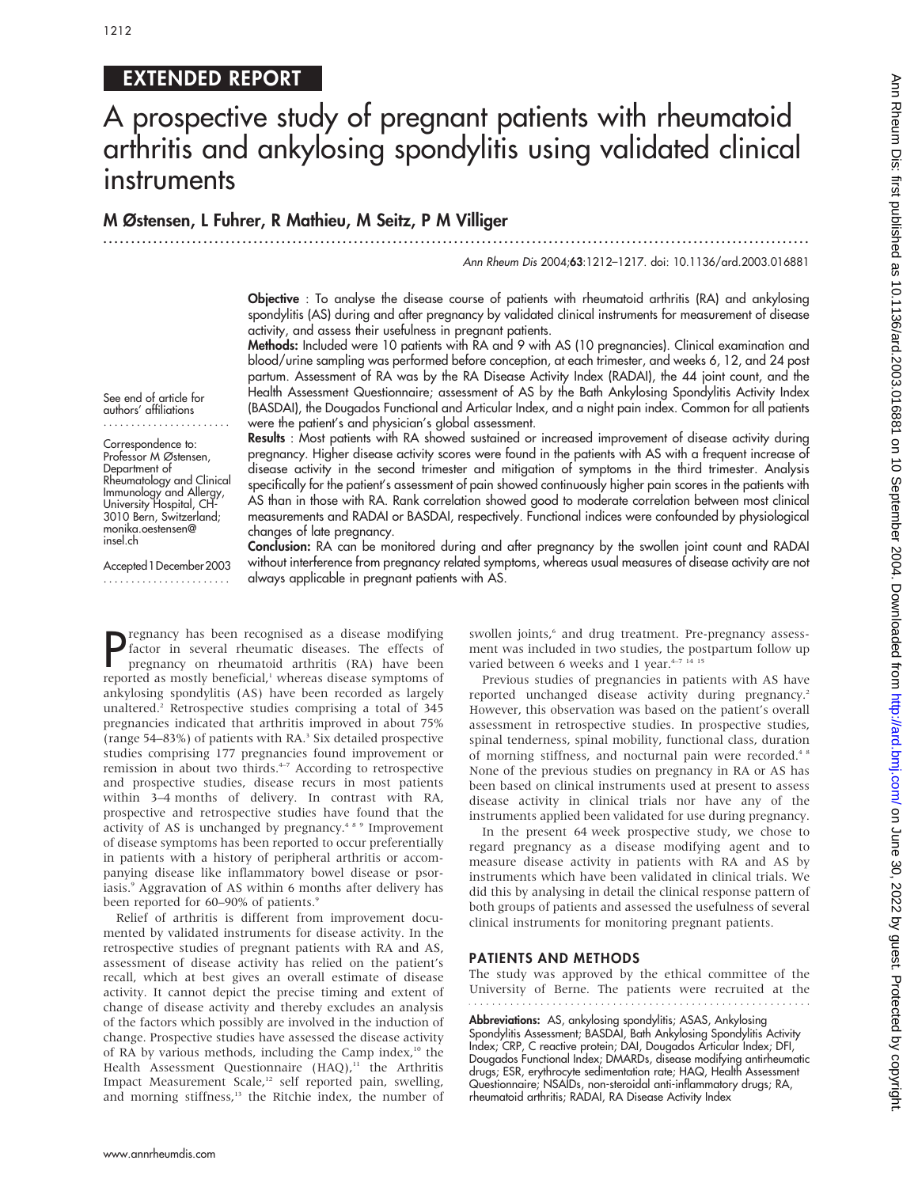EXTENDED REPORT

# A prospective study of pregnant patients with rheumatoid arthritis and ankylosing spondylitis using validated clinical instruments

**M Østensen, L Fuhrer, R Mathieu, M Seitz, P M Villiger**

Ann Rheum Dis 2004;**63**:1212–1217. doi: 10.1136/ard.2003.016881

See end of article for authors' affiliations

Correspondence to: Professor M Østensen, Department of Rheumatology and Clinical Immunology and Allergy, University Hospital, CH-3010 Bern, Switzerland; monika.oestensen@insel.ch

Accepted 1 December 2003

**Objective** : To analyse the disease course of patients with rheumatoid arthritis (RA) and ankylosing spondylitis (AS) during and after pregnancy by validated clinical instruments for measurement of disease activity, and assess their usefulness in pregnant patients.

**Methods:** Included were 10 patients with RA and 9 with AS (10 pregnancies). Clinical examination and blood/urine sampling was performed before conception, at each trimester, and weeks 6, 12, and 24 post partum. Assessment of RA was by the RA Disease Activity Index (RADAI), the 44 joint count, and the Health Assessment Questionnaire; assessment of AS by the Bath Ankylosing Spondylitis Activity Index (BASDAI), the Dougados Functional and Articular Index, and a night pain index. Common for all patients were the patient's and physician's global assessment.

**Results** : Most patients with RA showed sustained or increased improvement of disease activity during pregnancy. Higher disease activity scores were found in the patients with AS with a frequent increase of disease activity in the second trimester and mitigation of symptoms in the third trimester. Analysis specifically for the patient's assessment of pain showed continuously higher pain scores in the patients with AS than in those with RA. Rank correlation showed good to moderate correlation between most clinical measurements and RADAI or BASDAI, respectively. Functional indices were confounded by physiological changes of late pregnancy.

**Conclusion:** RA can be monitored during and after pregnancy by the swollen joint count and RADAI without interference from pregnancy related symptoms, whereas usual measures of disease activity are not always applicable in pregnant patients with AS.

Pregnancy has been recognised as a disease modifying factor in several rheumatic diseases. The effects of pregnancy on rheumatoid arthritis (RA) have been reported as mostly beneficial,[1] whereas disease symptoms of ankylosing spondylitis (AS) have been recorded as largely unaltered.[2] Retrospective studies comprising a total of 345 pregnancies indicated that arthritis improved in about 75% (range 54–83%) of patients with RA.[3] Six detailed prospective studies comprising 177 pregnancies found improvement or remission in about two thirds.[4–7] According to retrospective and prospective studies, disease recurs in most patients within 3–4 months of delivery. In contrast with RA, prospective and retrospective studies have found that the activity of AS is unchanged by pregnancy.[4 8 9] Improvement of disease symptoms has been reported to occur preferentially in patients with a history of peripheral arthritis or accompanying disease like inflammatory bowel disease or psoriasis.[9] Aggravation of AS within 6 months after delivery has been reported for 60–90% of patients.[9]

Relief of arthritis is different from improvement documented by validated instruments for disease activity. In the retrospective studies of pregnant patients with RA and AS, assessment of disease activity has relied on the patient's recall, which at best gives an overall estimate of disease activity. It cannot depict the precise timing and extent of change of disease activity and thereby excludes an analysis of the factors which possibly are involved in the induction of change. Prospective studies have assessed the disease activity of RA by various methods, including the Camp index,[10] the Health Assessment Questionnaire (HAQ),[11] the Arthritis Impact Measurement Scale,[12] self reported pain, swelling, and morning stiffness,[13] the Ritchie index, the number of swollen joints,[6] and drug treatment. Pre-pregnancy assessment was included in two studies, the postpartum follow up varied between 6 weeks and 1 year.[4–7 14 15]

Previous studies of pregnancies in patients with AS have reported unchanged disease activity during pregnancy.[2] However, this observation was based on the patient's overall assessment in retrospective studies. In prospective studies, spinal tenderness, spinal mobility, functional class, duration of morning stiffness, and nocturnal pain were recorded.[4 8] None of the previous studies on pregnancy in RA or AS has been based on clinical instruments used at present to assess disease activity in clinical trials nor have any of the instruments applied been validated for use during pregnancy.

In the present 64 week prospective study, we chose to regard pregnancy as a disease modifying agent and to measure disease activity in patients with RA and AS by instruments which have been validated in clinical trials. We did this by analysing in detail the clinical response pattern of both groups of patients and assessed the usefulness of several clinical instruments for monitoring pregnant patients.

## PATIENTS AND METHODS

The study was approved by the ethical committee of the University of Berne. The patients were recruited at the

**Abbreviations:** AS, ankylosing spondylitis; ASAS, Ankylosing Spondylitis Assessment; BASDAI, Bath Ankylosing Spondylitis Activity Index; CRP, C reactive protein; DAI, Dougados Articular Index; DFI, Dougados Functional Index; DMARDs, disease modifying antirheumatic drugs; ESR, erythrocyte sedimentation rate; HAQ, Health Assessment Questionnaire; NSAIDs, non-steroidal anti-inflammatory drugs; RA, rheumatoid arthritis; RADAI, RA Disease Activity Index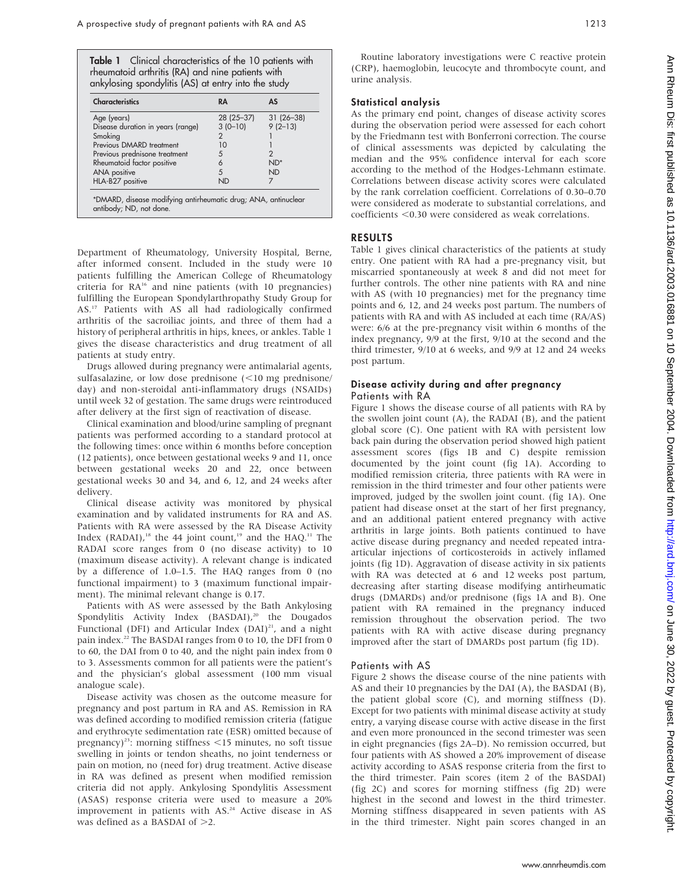**Table 1** Clinical characteristics of the 10 patients with rheumatoid arthritis (RA) and nine patients with ankylosing spondylitis (AS) at entry into the study

| Characteristics | RA | AS |
|---|---|---|
| Age (years) | 28 (25–37) | 31 (26–38) |
| Disease duration in years (range) | 3 (0–10) | 9 (2–13) |
| Smoking | 2 | 1 |
| Previous DMARD treatment | 10 | 1 |
| Previous prednisone treatment | 5 | 2 |
| Rheumatoid factor positive | 6 | ND* |
| ANA positive | 5 | ND |
| HLA-B27 positive | ND | 7 |

*DMARD, disease modifying antirheumatic drug; ANA, antinuclear antibody; ND, not done.

Department of Rheumatology, University Hospital, Berne, after informed consent. Included in the study were 10 patients fulfilling the American College of Rheumatology criteria for RA[16] and nine patients (with 10 pregnancies) fulfilling the European Spondylarthropathy Study Group for AS.[17] Patients with AS all had radiologically confirmed arthritis of the sacroiliac joints, and three of them had a history of peripheral arthritis in hips, knees, or ankles. Table 1 gives the disease characteristics and drug treatment of all patients at study entry.

Drugs allowed during pregnancy were antimalarial agents, sulfasalazine, or low dose prednisone (<10 mg prednisone/day) and non-steroidal anti-inflammatory drugs (NSAIDs) until week 32 of gestation. The same drugs were reintroduced after delivery at the first sign of reactivation of disease.

Clinical examination and blood/urine sampling of pregnant patients was performed according to a standard protocol at the following times: once within 6 months before conception (12 patients), once between gestational weeks 9 and 11, once between gestational weeks 20 and 22, once between gestational weeks 30 and 34, and 6, 12, and 24 weeks after delivery.

Clinical disease activity was monitored by physical examination and by validated instruments for RA and AS. Patients with RA were assessed by the RA Disease Activity Index (RADAI),[18] the 44 joint count,[19] and the HAQ.[11] The RADAI score ranges from 0 (no disease activity) to 10 (maximum disease activity). A relevant change is indicated by a difference of 1.0–1.5. The HAQ ranges from 0 (no functional impairment) to 3 (maximum functional impairment). The minimal relevant change is 0.17.

Patients with AS were assessed by the Bath Ankylosing Spondylitis Activity Index (BASDAI),[20] the Dougados Functional (DFI) and Articular Index (DAI)[21], and a night pain index.[22] The BASDAI ranges from 0 to 10, the DFI from 0 to 60, the DAI from 0 to 40, and the night pain index from 0 to 3. Assessments common for all patients were the patient's and the physician's global assessment (100 mm visual analogue scale).

Disease activity was chosen as the outcome measure for pregnancy and post partum in RA and AS. Remission in RA was defined according to modified remission criteria (fatigue and erythrocyte sedimentation rate (ESR) omitted because of pregnancy)[23]: morning stiffness <15 minutes, no soft tissue swelling in joints or tendon sheaths, no joint tenderness or pain on motion, no (need for) drug treatment. Active disease in RA was defined as present when modified remission criteria did not apply. Ankylosing Spondylitis Assessment (ASAS) response criteria were used to measure a 20% improvement in patients with AS.[24] Active disease in AS was defined as a BASDAI of >2.

Routine laboratory investigations were C reactive protein (CRP), haemoglobin, leucocyte and thrombocyte count, and urine analysis.

### Statistical analysis

As the primary end point, changes of disease activity scores during the observation period were assessed for each cohort by the Friedmann test with Bonferroni correction. The course of clinical assessments was depicted by calculating the median and the 95% confidence interval for each score according to the method of the Hodges-Lehmann estimate. Correlations between disease activity scores were calculated by the rank correlation coefficient. Correlations of 0.30–0.70 were considered as moderate to substantial correlations, and coefficients <0.30 were considered as weak correlations.

## RESULTS

Table 1 gives clinical characteristics of the patients at study entry. One patient with RA had a pre-pregnancy visit, but miscarried spontaneously at week 8 and did not meet for further controls. The other nine patients with RA and nine with AS (with 10 pregnancies) met for the pregnancy time points and 6, 12, and 24 weeks post partum. The numbers of patients with RA and with AS included at each time (RA/AS) were: 6/6 at the pre-pregnancy visit within 6 months of the index pregnancy, 9/9 at the first, 9/10 at the second and the third trimester, 9/10 at 6 weeks, and 9/9 at 12 and 24 weeks post partum.

### Disease activity during and after pregnancy

#### Patients with RA

Figure 1 shows the disease course of all patients with RA by the swollen joint count (A), the RADAI (B), and the patient global score (C). One patient with RA with persistent low back pain during the observation period showed high patient assessment scores (figs 1B and C) despite remission documented by the joint count (fig 1A). According to modified remission criteria, three patients with RA were in remission in the third trimester and four other patients were improved, judged by the swollen joint count. (fig 1A). One patient had disease onset at the start of her first pregnancy, and an additional patient entered pregnancy with active arthritis in large joints. Both patients continued to have active disease during pregnancy and needed repeated intra-articular injections of corticosteroids in actively inflamed joints (fig 1D). Aggravation of disease activity in six patients with RA was detected at 6 and 12 weeks post partum, decreasing after starting disease modifying antirheumatic drugs (DMARDs) and/or prednisone (figs 1A and B). One patient with RA remained in the pregnancy induced remission throughout the observation period. The two patients with RA with active disease during pregnancy improved after the start of DMARDs post partum (fig 1D).

#### Patients with AS

Figure 2 shows the disease course of the nine patients with AS and their 10 pregnancies by the DAI (A), the BASDAI (B), the patient global score (C), and morning stiffness (D). Except for two patients with minimal disease activity at study entry, a varying disease course with active disease in the first and even more pronounced in the second trimester was seen in eight pregnancies (figs 2A–D). No remission occurred, but four patients with AS showed a 20% improvement of disease activity according to ASAS response criteria from the first to the third trimester. Pain scores (item 2 of the BASDAI) (fig 2C) and scores for morning stiffness (fig 2D) were highest in the second and lowest in the third trimester. Morning stiffness disappeared in seven patients with AS in the third trimester. Night pain scores changed in an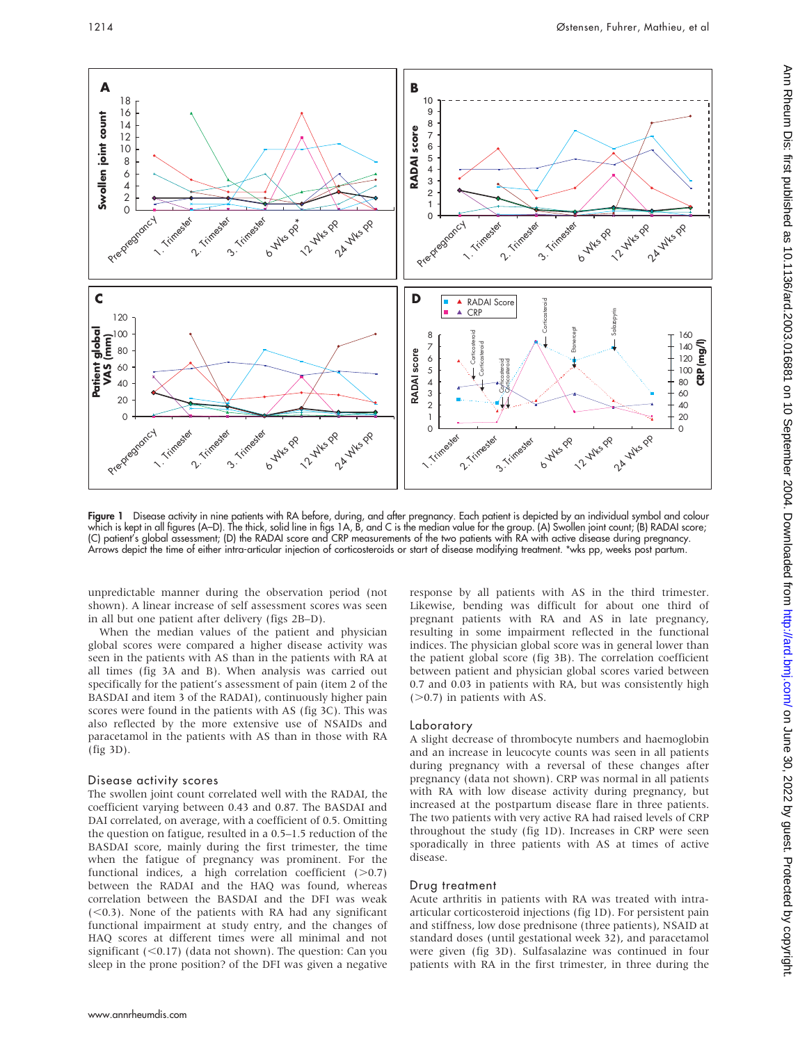Figure 1 Disease activity in nine patients with RA before, during, and after pregnancy. Each patient is depicted by an individual symbol and colour which is kept in all figures (A–D). The thick, solid line in figs 1A, B, and C is the median value for the group. (A) Swollen joint count; (B) RADAI score; (C) patient's global assessment; (D) the RADAI score and CRP measurements of the two patients with RA with active disease during pregnancy. Arrows depict the time of either intra-articular injection of corticosteroids or start of disease modifying treatment. *wks pp, weeks post partum.

unpredictable manner during the observation period (not shown). A linear increase of self assessment scores was seen in all but one patient after delivery (figs 2B–D).

When the median values of the patient and physician global scores were compared a higher disease activity was seen in the patients with AS than in the patients with RA at all times (fig 3A and B). When analysis was carried out specifically for the patient's assessment of pain (item 2 of the BASDAI and item 3 of the RADAI), continuously higher pain scores were found in the patients with AS (fig 3C). This was also reflected by the more extensive use of NSAIDs and paracetamol in the patients with AS than in those with RA (fig 3D).

## Disease activity scores

The swollen joint count correlated well with the RADAI, the coefficient varying between 0.43 and 0.87. The BASDAI and DAI correlated, on average, with a coefficient of 0.5. Omitting the question on fatigue, resulted in a 0.5–1.5 reduction of the BASDAI score, mainly during the first trimester, the time when the fatigue of pregnancy was prominent. For the functional indices, a high correlation coefficient (>0.7) between the RADAI and the HAQ was found, whereas correlation between the BASDAI and the DFI was weak (<0.3). None of the patients with RA had any significant functional impairment at study entry, and the changes of HAQ scores at different times were all minimal and not significant (<0.17) (data not shown). The question: Can you sleep in the prone position? of the DFI was given a negative response by all patients with AS in the third trimester. Likewise, bending was difficult for about one third of pregnant patients with RA and AS in late pregnancy, resulting in some impairment reflected in the functional indices. The physician global score was in general lower than the patient global score (fig 3B). The correlation coefficient between patient and physician global scores varied between 0.7 and 0.03 in patients with RA, but was consistently high (>0.7) in patients with AS.

## Laboratory

A slight decrease of thrombocyte numbers and haemoglobin and an increase in leucocyte counts was seen in all patients during pregnancy with a reversal of these changes after pregnancy (data not shown). CRP was normal in all patients with RA with low disease activity during pregnancy, but increased at the postpartum disease flare in three patients. The two patients with very active RA had raised levels of CRP throughout the study (fig 1D). Increases in CRP were seen sporadically in three patients with AS at times of active disease.

## Drug treatment

Acute arthritis in patients with RA was treated with intra-articular corticosteroid injections (fig 1D). For persistent pain and stiffness, low dose prednisone (three patients), NSAID at standard doses (until gestational week 32), and paracetamol were given (fig 3D). Sulfasalazine was continued in four patients with RA in the first trimester, in three during the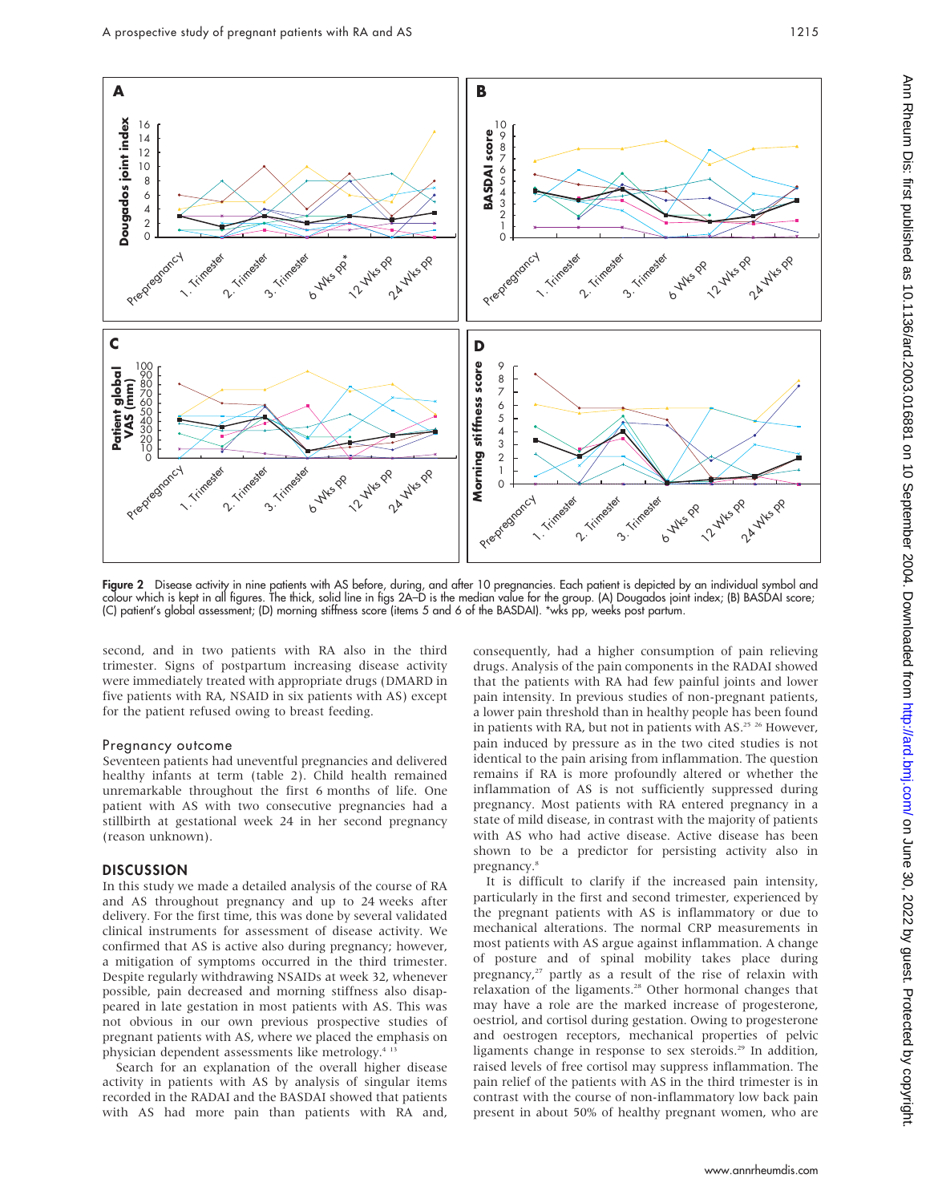A

Dougados joint index

16
14
12
10
8
6
4
2
0

Pre-pregnancy
1. Trimester
2. Trimester
3. Trimester
6 Wks pp*
12 Wks pp
24 Wks pp

B

BASDAI score

10
9
8
7
6
5
4
3
2
1
0

Pre-pregnancy
1. Trimester
2. Trimester
3. Trimester
6 Wks pp
12 Wks pp
24 Wks pp

C

Patient global VAS (mm)

100
90
80
70
60
50
40
30
20
10
0

Pre-pregnancy
1. Trimester
2. Trimester
3. Trimester
6 Wks pp
12 Wks pp
24 Wks pp

D

Morning stiffness score

9
8
7
6
5
4
3
2
1
0

Pre-pregnancy
1. Trimester
2. Trimester
3. Trimester
6 Wks pp
12 Wks pp
24 Wks pp

**Figure 2** Disease activity in nine patients with AS before, during, and after 10 pregnancies. Each patient is depicted by an individual symbol and colour which is kept in all figures. The thick, solid line in figs 2A–D is the median value for the group. (A) Dougados joint index; (B) BASDAI score; (C) patient's global assessment; (D) morning stiffness score (items 5 and 6 of the BASDAI). *wks pp, weeks post partum.

second, and in two patients with RA also in the third trimester. Signs of postpartum increasing disease activity were immediately treated with appropriate drugs (DMARD in five patients with RA, NSAID in six patients with AS) except for the patient refused owing to breast feeding.

### Pregnancy outcome

Seventeen patients had uneventful pregnancies and delivered healthy infants at term (table 2). Child health remained unremarkable throughout the first 6 months of life. One patient with AS with two consecutive pregnancies had a stillbirth at gestational week 24 in her second pregnancy (reason unknown).

## DISCUSSION

In this study we made a detailed analysis of the course of RA and AS throughout pregnancy and up to 24 weeks after delivery. For the first time, this was done by several validated clinical instruments for assessment of disease activity. We confirmed that AS is active also during pregnancy; however, a mitigation of symptoms occurred in the third trimester. Despite regularly withdrawing NSAIDs at week 32, whenever possible, pain decreased and morning stiffness also disappeared in late gestation in most patients with AS. This was not obvious in our own previous prospective studies of pregnant patients with AS, where we placed the emphasis on physician dependent assessments like metrology.[4 13]

Search for an explanation of the overall higher disease activity in patients with AS by analysis of singular items recorded in the RADAI and the BASDAI showed that patients with AS had more pain than patients with RA and, consequently, had a higher consumption of pain relieving drugs. Analysis of the pain components in the RADAI showed that the patients with RA had few painful joints and lower pain intensity. In previous studies of non-pregnant patients, a lower pain threshold than in healthy people has been found in patients with RA, but not in patients with AS.[25 26] However, pain induced by pressure as in the two cited studies is not identical to the pain arising from inflammation. The question remains if RA is more profoundly altered or whether the inflammation of AS is not sufficiently suppressed during pregnancy. Most patients with RA entered pregnancy in a state of mild disease, in contrast with the majority of patients with AS who had active disease. Active disease has been shown to be a predictor for persisting activity also in pregnancy.[8]

It is difficult to clarify if the increased pain intensity, particularly in the first and second trimester, experienced by the pregnant patients with AS is inflammatory or due to mechanical alterations. The normal CRP measurements in most patients with AS argue against inflammation. A change of posture and of spinal mobility takes place during pregnancy,[27] partly as a result of the rise of relaxin with relaxation of the ligaments.[28] Other hormonal changes that may have a role are the marked increase of progesterone, oestriol, and cortisol during gestation. Owing to progesterone and oestrogen receptors, mechanical properties of pelvic ligaments change in response to sex steroids.[29] In addition, raised levels of free cortisol may suppress inflammation. The pain relief of the patients with AS in the third trimester is in contrast with the course of non-inflammatory low back pain present in about 50% of healthy pregnant women, who are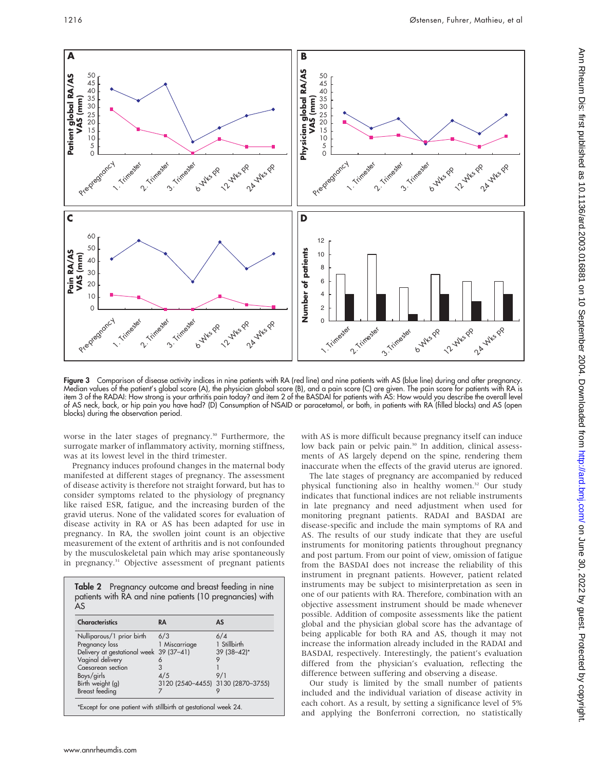A

Patient global RA/AS VAS (mm)

50 45 40 35 30 25 20 15 10 5 0

Pre-pregnancy 1. Trimester 2. Trimester 3. Trimester 6 Wks pp 12 Wks pp 24 Wks pp

B

Physician global RA/AS VAS (mm)

50 45 40 35 30 25 20 15 10 5 0

Pre-pregnancy 1. Trimester 2. Trimester 3. Trimester 6 Wks pp 12 Wks pp 24 Wks pp

C

Pain RA/AS VAS (mm)

60 50 40 30 20 10 0

Pre-pregnancy 1. Trimester 2. Trimester 3. Trimester 6 Wks pp 12 Wks pp 24 Wks pp

D

Number of patients

12 10 8 6 4 2 0

1. Trimester 2. Trimester 3. Trimester 6 Wks pp 12 Wks pp 24 Wks pp

**Figure 3** Comparison of disease activity indices in nine patients with RA (red line) and nine patients with AS (blue line) during and after pregnancy. Median values of the patient's global score (A), the physician global score (B), and a pain score (C) are given. The pain score for patients with RA is item 3 of the RADAI: How strong is your arthritis pain today? and item 2 of the BASDAI for patients with AS: How would you describe the overall level of AS neck, back, or hip pain you have had? (D) Consumption of NSAID or paracetamol, or both, in patients with RA (filled blocks) and AS (open blocks) during the observation period.

worse in the later stages of pregnancy.[30] Furthermore, the surrogate marker of inflammatory activity, morning stiffness, was at its lowest level in the third trimester.

Pregnancy induces profound changes in the maternal body manifested at different stages of pregnancy. The assessment of disease activity is therefore not straight forward, but has to consider symptoms related to the physiology of pregnancy like raised ESR, fatigue, and the increasing burden of the gravid uterus. None of the validated scores for evaluation of disease activity in RA or AS has been adapted for use in pregnancy. In RA, the swollen joint count is an objective measurement of the extent of arthritis and is not confounded by the musculoskeletal pain which may arise spontaneously in pregnancy.[31] Objective assessment of pregnant patients with AS is more difficult because pregnancy itself can induce low back pain or pelvic pain.[30] In addition, clinical assessments of AS largely depend on the spine, rendering them inaccurate when the effects of the gravid uterus are ignored.

**Table 2** Pregnancy outcome and breast feeding in nine patients with RA and nine patients (10 pregnancies) with AS

| Characteristics | RA | AS |
|---|---|---|
| Nulliparous/1 prior birth | 6/3 | 6/4 |
| Pregnancy loss | 1 Miscarriage | 1 Stillbirth |
| Delivery at gestational week | 39 (37–41) | 39 (38–42)* |
| Vaginal delivery | 6 | 9 |
| Caesarean section | 3 | 1 |
| Boys/girls | 4/5 | 9/1 |
| Birth weight (g) | 3120 (2540–4455) | 3130 (2870–3755) |
| Breast feeding | 7 | 9 |

*Except for one patient with stillbirth at gestational week 24.

The late stages of pregnancy are accompanied by reduced physical functioning also in healthy women.[32] Our study indicates that functional indices are not reliable instruments in late pregnancy and need adjustment when used for monitoring pregnant patients. RADAI and BASDAI are disease-specific and include the main symptoms of RA and AS. The results of our study indicate that they are useful instruments for monitoring patients throughout pregnancy and post partum. From our point of view, omission of fatigue from the BASDAI does not increase the reliability of this instrument in pregnant patients. However, patient related instruments may be subject to misinterpretation as seen in one of our patients with RA. Therefore, combination with an objective assessment instrument should be made whenever possible. Addition of composite assessments like the patient global and the physician global score has the advantage of being applicable for both RA and AS, though it may not increase the information already included in the RADAI and BASDAI, respectively. Interestingly, the patient's evaluation differed from the physician's evaluation, reflecting the difference between suffering and observing a disease.

Our study is limited by the small number of patients included and the individual variation of disease activity in each cohort. As a result, by setting a significance level of 5% and applying the Bonferroni correction, no statistically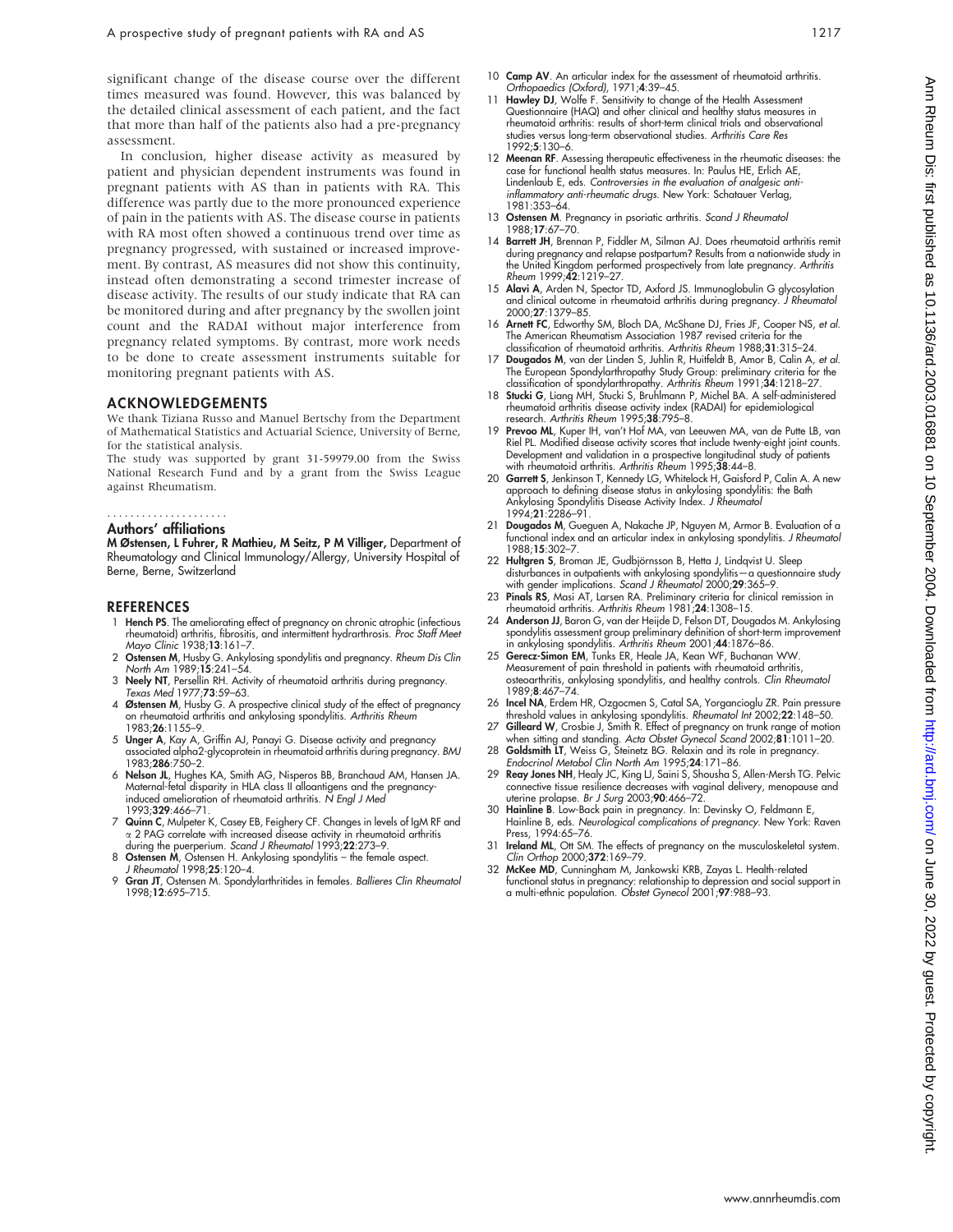significant change of the disease course over the different times measured was found. However, this was balanced by the detailed clinical assessment of each patient, and the fact that more than half of the patients also had a pre-pregnancy assessment.

In conclusion, higher disease activity as measured by patient and physician dependent instruments was found in pregnant patients with AS than in patients with RA. This difference was partly due to the more pronounced experience of pain in the patients with AS. The disease course in patients with RA most often showed a continuous trend over time as pregnancy progressed, with sustained or increased improvement. By contrast, AS measures did not show this continuity, instead often demonstrating a second trimester increase of disease activity. The results of our study indicate that RA can be monitored during and after pregnancy by the swollen joint count and the RADAI without major interference from pregnancy related symptoms. By contrast, more work needs to be done to create assessment instruments suitable for monitoring pregnant patients with AS.

## ACKNOWLEDGEMENTS

We thank Tiziana Russo and Manuel Bertschy from the Department of Mathematical Statistics and Actuarial Science, University of Berne, for the statistical analysis.

The study was supported by grant 31-59979.00 from the Swiss National Research Fund and by a grant from the Swiss League against Rheumatism.

## Authors' affiliations

**M Østensen, L Fuhrer, R Mathieu, M Seitz, P M Villiger,** Department of Rheumatology and Clinical Immunology/Allergy, University Hospital of Berne, Berne, Switzerland

## REFERENCES

1. **Hench PS**. The ameliorating effect of pregnancy on chronic atrophic (infectious rheumatoid) arthritis, fibrositis, and intermittent hydrarthrosis. *Proc Staff Meet Mayo Clinic* 1938;**13**:161–7.
2. **Ostensen M**, Husby G. Ankylosing spondylitis and pregnancy. *Rheum Dis Clin North Am* 1989;**15**:241–54.
3. **Neely NT**, Persellin RH. Activity of rheumatoid arthritis during pregnancy. *Texas Med* 1977;**73**:59–63.
4. **Østensen M**, Husby G. A prospective clinical study of the effect of pregnancy on rheumatoid arthritis and ankylosing spondylitis. *Arthritis Rheum* 1983;**26**:1155–9.
5. **Unger A**, Kay A, Griffin AJ, Panayi G. Disease activity and pregnancy associated alpha2-glycoprotein in rheumatoid arthritis during pregnancy. *BMJ* 1983;**286**:750–2.
6. **Nelson JL**, Hughes KA, Smith AG, Nisperos BB, Branchaud AM, Hansen JA. Maternal-fetal disparity in HLA class II alloantigens and the pregnancy-induced amelioration of rheumatoid arthritis. *N Engl J Med* 1993;**329**:466–71.
7. **Quinn C**, Mulpeter K, Casey EB, Feighery CF. Changes in levels of IgM RF and $\alpha$ 2 PAG correlate with increased disease activity in rheumatoid arthritis during the puerperium. *Scand J Rheumatol* 1993;**22**:273–9.
8. **Ostensen M**, Ostensen H. Ankylosing spondylitis – the female aspect. *J Rheumatol* 1998;**25**:120–4.
9. **Gran JT**, Ostensen M. Spondylarthritides in females. *Ballieres Clin Rheumatol* 1998;**12**:695–715.
10. **Camp AV**. An articular index for the assessment of rheumatoid arthritis. *Orthopaedics (Oxford)*, 1971;**4**:39–45.
11. **Hawley DJ**, Wolfe F. Sensitivity to change of the Health Assessment Questionnaire (HAQ) and other clinical and healthy status measures in rheumatoid arthritis: results of short-term clinical trials and observational studies versus long-term observational studies. *Arthritis Care Res* 1992;**5**:130–6.
12. **Meenan RF**. Assessing therapeutic effectiveness in the rheumatic diseases: the case for functional health status measures. In: Paulus HE, Erlich AE, Lindenlaub E, eds. *Controversies in the evaluation of analgesic anti-inflammatory anti-rheumatic drugs.* New York: Schatauer Verlag, 1981:353–64.
13. **Ostensen M**. Pregnancy in psoriatic arthritis. *Scand J Rheumatol* 1988;**17**:67–70.
14. **Barrett JH**, Brennan P, Fiddler M, Silman AJ. Does rheumatoid arthritis remit during pregnancy and relapse postpartum? Results from a nationwide study in the United Kingdom performed prospectively from late pregnancy. *Arthritis Rheum* 1999;**42**:1219–27.
15. **Alavi A**, Arden N, Spector TD, Axford JS. Immunoglobulin G glycosylation and clinical outcome in rheumatoid arthritis during pregnancy. *J Rheumatol* 2000;**27**:1379–85.
16. **Arnett FC**, Edworthy SM, Bloch DA, McShane DJ, Fries JF, Cooper NS, *et al.* The American Rheumatism Association 1987 revised criteria for the classification of rheumatoid arthritis. *Arthritis Rheum* 1988;**31**:315–24.
17. **Dougados M**, van der Linden S, Juhlin R, Huitfeldt B, Amor B, Calin A, *et al.* The European Spondylarthropathy Study Group: preliminary criteria for the classification of spondylarthropathy. *Arthritis Rheum* 1991;**34**:1218–27.
18. **Stucki G**, Liang MH, Stucki S, Bruhlmann P, Michel BA. A self-administered rheumatoid arthritis disease activity index (RADAI) for epidemiological research. *Arthritis Rheum* 1995;**38**:795–8.
19. **Prevoo ML**, Kuper IH, van't Hof MA, van Leeuwen MA, van de Putte LB, van Riel PL. Modified disease activity scores that include twenty-eight joint counts. Development and validation in a prospective longitudinal study of patients with rheumatoid arthritis. *Arthritis Rheum* 1995;**38**:44–8.
20. **Garrett S**, Jenkinson T, Kennedy LG, Whitelock H, Gaisford P, Calin A. A new approach to defining disease status in ankylosing spondylitis: the Bath Ankylosing Spondylitis Disease Activity Index. *J Rheumatol* 1994;**21**:2286–91.
21. **Dougados M**, Gueguen A, Nakache JP, Nguyen M, Armor B. Evaluation of a functional index and an articular index in ankylosing spondylitis. *J Rheumatol* 1988;**15**:302–7.
22. **Hultgren S**, Broman JE, Gudbjörnsson B, Hetta J, Lindqvist U. Sleep disturbances in outpatients with ankylosing spondylitis—a questionnaire study with gender implications. *Scand J Rheumatol* 2000;**29**:365–9.
23. **Pinals RS**, Masi AT, Larsen RA. Preliminary criteria for clinical remission in rheumatoid arthritis. *Arthritis Rheum* 1981;**24**:1308–15.
24. **Anderson JJ**, Baron G, van der Heijde D, Felson DT, Dougados M. Ankylosing spondylitis assessment group preliminary definition of short-term improvement in ankylosing spondylitis. *Arthritis Rheum* 2001;**44**:1876–86.
25. **Gerecz-Simon EM**, Tunks ER, Heale JA, Kean WF, Buchanan WW. Measurement of pain threshold in patients with rheumatoid arthritis, osteoarthritis, ankylosing spondylitis, and healthy controls. *Clin Rheumatol* 1989;**8**:467–74.
26. **Incel NA**, Erdem HR, Ozgocmen S, Catal SA, Yorgancioglu ZR. Pain pressure threshold values in ankylosing spondylitis. *Rheumatol Int* 2002;**22**:148–50.
27. **Gilleard W**, Crosbie J, Smith R. Effect of pregnancy on trunk range of motion when sitting and standing. *Acta Obstet Gynecol Scand* 2002;**81**:1011–20.
28. **Goldsmith LT**, Weiss G, Steinetz BG. Relaxin and its role in pregnancy. *Endocrinol Metabol Clin North Am* 1995;**24**:171–86.
29. **Reay Jones NH**, Healy JC, King LJ, Saini S, Shousha S, Allen-Mersh TG. Pelvic connective tissue resilience decreases with vaginal delivery, menopause and uterine prolapse. *Br J Surg* 2003;**90**:466–72.
30. **Hainline B**. Low-Back pain in pregnancy. In: Devinsky O, Feldmann E, Hainline B, eds. *Neurological complications of pregnancy.* New York: Raven Press, 1994:65–76.
31. **Ireland ML**, Ott SM. The effects of pregnancy on the musculoskeletal system. *Clin Orthop* 2000;**372**:169–79.
32. **McKee MD**, Cunningham M, Jankowski KRB, Zayas L. Health-related functional status in pregnancy: relationship to depression and social support in a multi-ethnic population. *Obstet Gynecol* 2001;**97**:988–93.